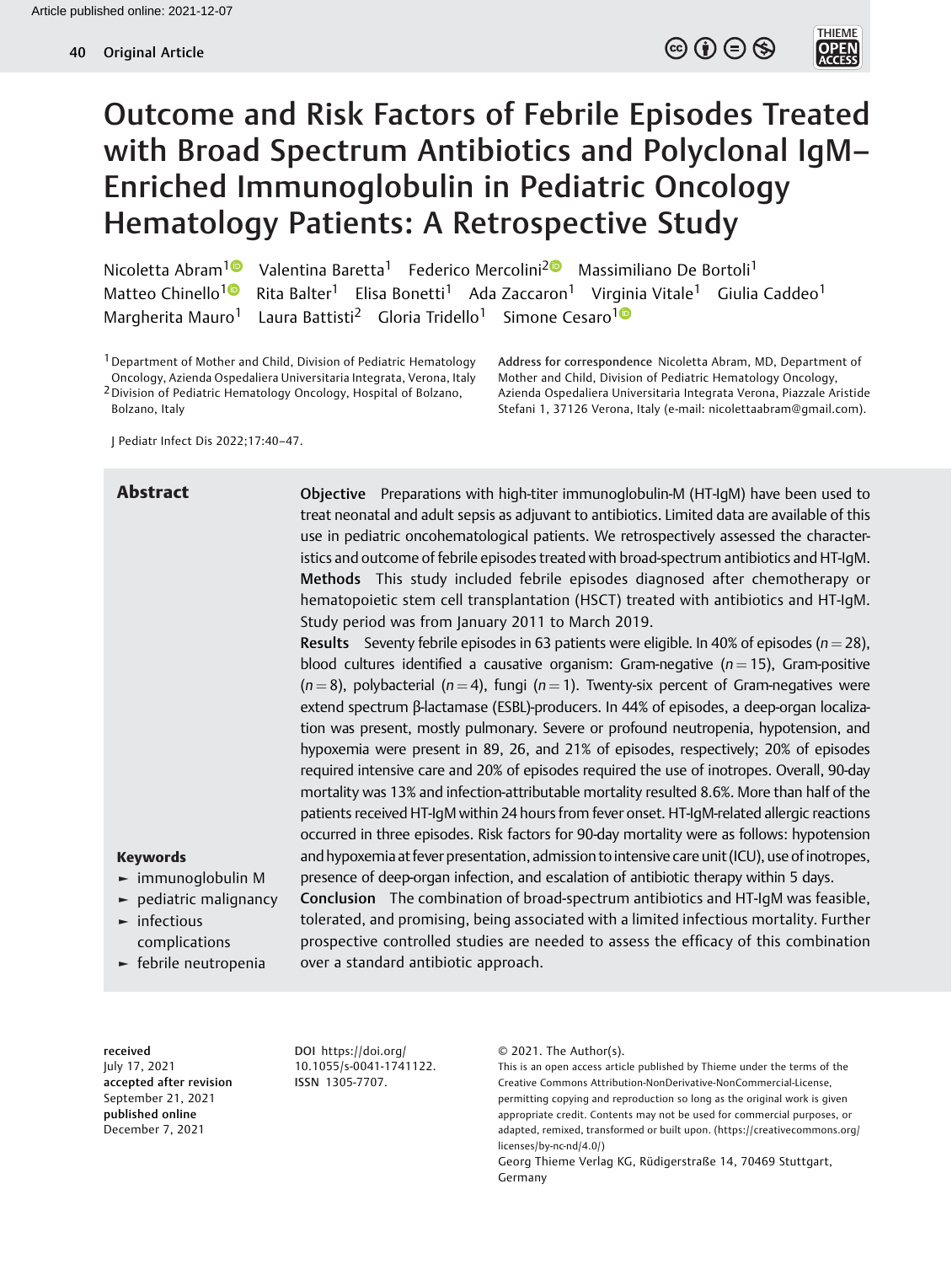# Outcome and Risk Factors of Febrile Episodes Treated with Broad Spectrum Antibiotics and Polyclonal IgM–Enriched Immunoglobulin in Pediatric Oncology Hematology Patients: A Retrospective Study

Nicoletta Abram[1] Valentina Baretta[1] Federico Mercolini[2] Massimiliano De Bortoli[1] Matteo Chinello[1] Rita Balter[1] Elisa Bonetti[1] Ada Zaccaron[1] Virginia Vitale[1] Giulia Caddeo[1] Margherita Mauro[1] Laura Battisti[2] Gloria Tridello[1] Simone Cesaro[1]

[1] Department of Mother and Child, Division of Pediatric Hematology Oncology, Azienda Ospedaliera Universitaria Integrata, Verona, Italy
[2] Division of Pediatric Hematology Oncology, Hospital of Bolzano, Bolzano, Italy

**Address for correspondence** Nicoletta Abram, MD, Department of Mother and Child, Division of Pediatric Hematology Oncology, Azienda Ospedaliera Universitaria Integrata Verona, Piazzale Aristide Stefani 1, 37126 Verona, Italy (e-mail: nicolettaabram@gmail.com).

J Pediatr Infect Dis 2022;17:40–47.

## Abstract

**Objective** Preparations with high-titer immunoglobulin-M (HT-IgM) have been used to treat neonatal and adult sepsis as adjuvant to antibiotics. Limited data are available of this use in pediatric oncohematological patients. We retrospectively assessed the characteristics and outcome of febrile episodes treated with broad-spectrum antibiotics and HT-IgM.

**Methods** This study included febrile episodes diagnosed after chemotherapy or hematopoietic stem cell transplantation (HSCT) treated with antibiotics and HT-IgM. Study period was from January 2011 to March 2019.

**Results** Seventy febrile episodes in 63 patients were eligible. In 40% of episodes ($n = 28$), blood cultures identified a causative organism: Gram-negative ($n = 15$), Gram-positive ($n = 8$), polybacterial ($n = 4$), fungi ($n = 1$). Twenty-six percent of Gram-negatives were extend spectrum β-lactamase (ESBL)-producers. In 44% of episodes, a deep-organ localization was present, mostly pulmonary. Severe or profound neutropenia, hypotension, and hypoxemia were present in 89, 26, and 21% of episodes, respectively; 20% of episodes required intensive care and 20% of episodes required the use of inotropes. Overall, 90-day mortality was 13% and infection-attributable mortality resulted 8.6%. More than half of the patients received HT-IgM within 24 hours from fever onset. HT-IgM-related allergic reactions occurred in three episodes. Risk factors for 90-day mortality were as follows: hypotension and hypoxemia at fever presentation, admission to intensive care unit (ICU), use of inotropes, presence of deep-organ infection, and escalation of antibiotic therapy within 5 days.

**Conclusion** The combination of broad-spectrum antibiotics and HT-IgM was feasible, tolerated, and promising, being associated with a limited infectious mortality. Further prospective controlled studies are needed to assess the efficacy of this combination over a standard antibiotic approach.

**Keywords**

- immunoglobulin M
- pediatric malignancy
- infectious complications
- febrile neutropenia

**received** July 17, 2021
**accepted after revision** September 21, 2021
**published online** December 7, 2021

**DOI** https://doi.org/10.1055/s-0041-1741122.
**ISSN** 1305-7707.

© 2021. The Author(s).
This is an open access article published by Thieme under the terms of the Creative Commons Attribution-NonDerivative-NonCommercial-License, permitting copying and reproduction so long as the original work is given appropriate credit. Contents may not be used for commercial purposes, or adapted, remixed, transformed or built upon. (https://creativecommons.org/licenses/by-nc-nd/4.0/)
Georg Thieme Verlag KG, Rüdigerstraße 14, 70469 Stuttgart, Germany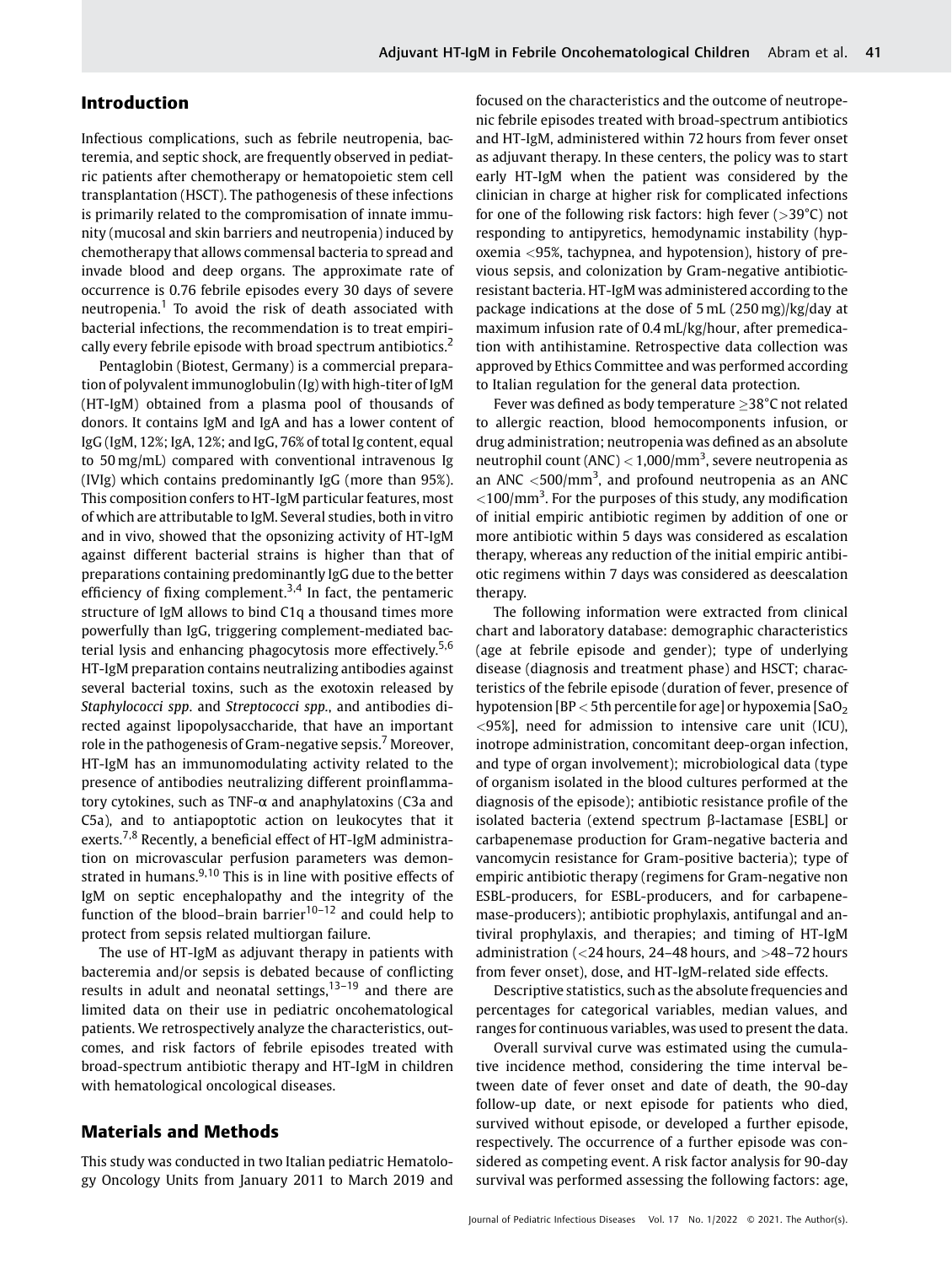## Introduction

Infectious complications, such as febrile neutropenia, bacteremia, and septic shock, are frequently observed in pediatric patients after chemotherapy or hematopoietic stem cell transplantation (HSCT). The pathogenesis of these infections is primarily related to the compromisation of innate immunity (mucosal and skin barriers and neutropenia) induced by chemotherapy that allows commensal bacteria to spread and invade blood and deep organs. The approximate rate of occurrence is 0.76 febrile episodes every 30 days of severe neutropenia.[1] To avoid the risk of death associated with bacterial infections, the recommendation is to treat empirically every febrile episode with broad spectrum antibiotics.[2]

Pentaglobin (Biotest, Germany) is a commercial preparation of polyvalent immunoglobulin (Ig) with high-titer of IgM (HT-IgM) obtained from a plasma pool of thousands of donors. It contains IgM and IgA and has a lower content of IgG (IgM, 12%; IgA, 12%; and IgG, 76% of total Ig content, equal to 50 mg/mL) compared with conventional intravenous Ig (IVIg) which contains predominantly IgG (more than 95%). This composition confers to HT-IgM particular features, most of which are attributable to IgM. Several studies, both in vitro and in vivo, showed that the opsonizing activity of HT-IgM against different bacterial strains is higher than that of preparations containing predominantly IgG due to the better efficiency of fixing complement.[3,4] In fact, the pentameric structure of IgM allows to bind C1q a thousand times more powerfully than IgG, triggering complement-mediated bacterial lysis and enhancing phagocytosis more effectively.[5,6] HT-IgM preparation contains neutralizing antibodies against several bacterial toxins, such as the exotoxin released by *Staphylococci spp*. and *Streptococci spp*., and antibodies directed against lipopolysaccharide, that have an important role in the pathogenesis of Gram-negative sepsis.[7] Moreover, HT-IgM has an immunomodulating activity related to the presence of antibodies neutralizing different proinflammatory cytokines, such as TNF-α and anaphylatoxins (C3a and C5a), and to antiapoptotic action on leukocytes that it exerts.[7,8] Recently, a beneficial effect of HT-IgM administration on microvascular perfusion parameters was demonstrated in humans.[9,10] This is in line with positive effects of IgM on septic encephalopathy and the integrity of the function of the blood–brain barrier[10–12] and could help to protect from sepsis related multiorgan failure.

The use of HT-IgM as adjuvant therapy in patients with bacteremia and/or sepsis is debated because of conflicting results in adult and neonatal settings,[13–19] and there are limited data on their use in pediatric oncohematological patients. We retrospectively analyze the characteristics, outcomes, and risk factors of febrile episodes treated with broad-spectrum antibiotic therapy and HT-IgM in children with hematological oncological diseases.

## Materials and Methods

This study was conducted in two Italian pediatric Hematology Oncology Units from January 2011 to March 2019 and focused on the characteristics and the outcome of neutropenic febrile episodes treated with broad-spectrum antibiotics and HT-IgM, administered within 72 hours from fever onset as adjuvant therapy. In these centers, the policy was to start early HT-IgM when the patient was considered by the clinician in charge at higher risk for complicated infections for one of the following risk factors: high fever (>39°C) not responding to antipyretics, hemodynamic instability (hypoxemia <95%, tachypnea, and hypotension), history of previous sepsis, and colonization by Gram-negative antibiotic-resistant bacteria. HT-IgM was administered according to the package indications at the dose of 5 mL (250 mg)/kg/day at maximum infusion rate of 0.4 mL/kg/hour, after premedication with antihistamine. Retrospective data collection was approved by Ethics Committee and was performed according to Italian regulation for the general data protection.

Fever was defined as body temperature ≥38°C not related to allergic reaction, blood hemocomponents infusion, or drug administration; neutropenia was defined as an absolute neutrophil count (ANC) < 1,000/mm$^3$, severe neutropenia as an ANC <500/mm$^3$, and profound neutropenia as an ANC <100/mm$^3$. For the purposes of this study, any modification of initial empiric antibiotic regimen by addition of one or more antibiotic within 5 days was considered as escalation therapy, whereas any reduction of the initial empiric antibiotic regimens within 7 days was considered as deescalation therapy.

The following information were extracted from clinical chart and laboratory database: demographic characteristics (age at febrile episode and gender); type of underlying disease (diagnosis and treatment phase) and HSCT; characteristics of the febrile episode (duration of fever, presence of hypotension [BP < 5th percentile for age] or hypoxemia [$SaO_2$ <95%], need for admission to intensive care unit (ICU), inotrope administration, concomitant deep-organ infection, and type of organ involvement); microbiological data (type of organism isolated in the blood cultures performed at the diagnosis of the episode); antibiotic resistance profile of the isolated bacteria (extend spectrum β-lactamase [ESBL] or carbapenemase production for Gram-negative bacteria and vancomycin resistance for Gram-positive bacteria); type of empiric antibiotic therapy (regimens for Gram-negative non ESBL-producers, for ESBL-producers, and for carbapenemase-producers); antibiotic prophylaxis, antifungal and antiviral prophylaxis, and therapies; and timing of HT-IgM administration (<24 hours, 24–48 hours, and >48–72 hours from fever onset), dose, and HT-IgM-related side effects.

Descriptive statistics, such as the absolute frequencies and percentages for categorical variables, median values, and ranges for continuous variables, was used to present the data.

Overall survival curve was estimated using the cumulative incidence method, considering the time interval between date of fever onset and date of death, the 90-day follow-up date, or next episode for patients who died, survived without episode, or developed a further episode, respectively. The occurrence of a further episode was considered as competing event. A risk factor analysis for 90-day survival was performed assessing the following factors: age,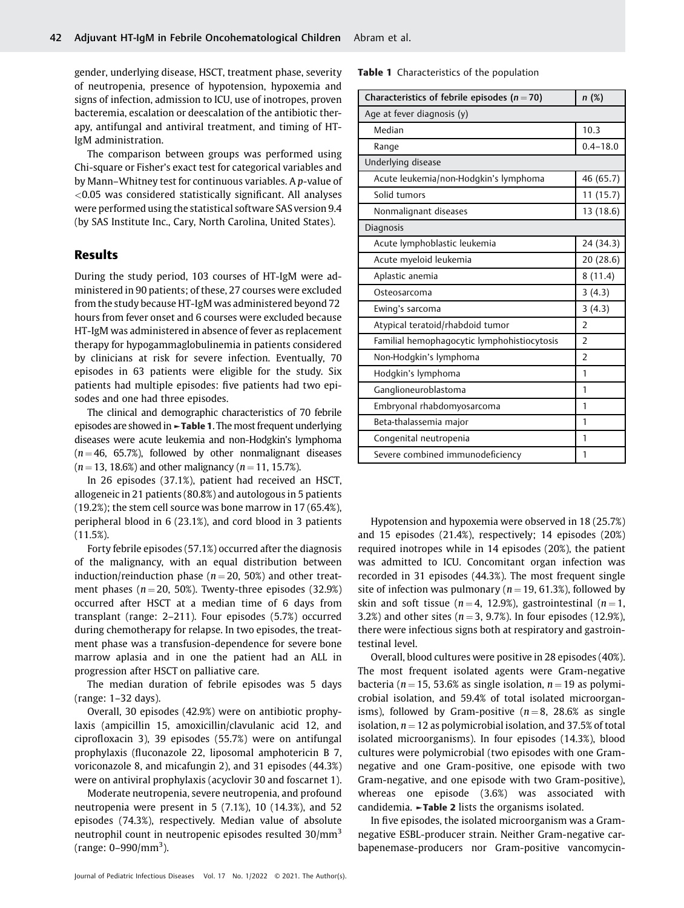gender, underlying disease, HSCT, treatment phase, severity of neutropenia, presence of hypotension, hypoxemia and signs of infection, admission to ICU, use of inotropes, proven bacteremia, escalation or deescalation of the antibiotic therapy, antifungal and antiviral treatment, and timing of HT-IgM administration.

The comparison between groups was performed using Chi-square or Fisher's exact test for categorical variables and by Mann–Whitney test for continuous variables. A p-value of <0.05 was considered statistically significant. All analyses were performed using the statistical software SAS version 9.4 (by SAS Institute Inc., Cary, North Carolina, United States).

## Results

During the study period, 103 courses of HT-IgM were administered in 90 patients; of these, 27 courses were excluded from the study because HT-IgM was administered beyond 72 hours from fever onset and 6 courses were excluded because HT-IgM was administered in absence of fever as replacement therapy for hypogammaglobulinemia in patients considered by clinicians at risk for severe infection. Eventually, 70 episodes in 63 patients were eligible for the study. Six patients had multiple episodes: five patients had two episodes and one had three episodes.

The clinical and demographic characteristics of 70 febrile episodes are showed in ►Table 1. The most frequent underlying diseases were acute leukemia and non-Hodgkin's lymphoma ($n = 46$, 65.7%), followed by other nonmalignant diseases ($n = 13$, 18.6%) and other malignancy ($n = 11$, 15.7%).

In 26 episodes (37.1%), patient had received an HSCT, allogeneic in 21 patients (80.8%) and autologous in 5 patients (19.2%); the stem cell source was bone marrow in 17 (65.4%), peripheral blood in 6 (23.1%), and cord blood in 3 patients (11.5%).

Forty febrile episodes (57.1%) occurred after the diagnosis of the malignancy, with an equal distribution between induction/reinduction phase ($n = 20$, 50%) and other treatment phases ($n = 20$, 50%). Twenty-three episodes (32.9%) occurred after HSCT at a median time of 6 days from transplant (range: 2–211). Four episodes (5.7%) occurred during chemotherapy for relapse. In two episodes, the treatment phase was a transfusion-dependence for severe bone marrow aplasia and in one the patient had an ALL in progression after HSCT on palliative care.

The median duration of febrile episodes was 5 days (range: 1–32 days).

Overall, 30 episodes (42.9%) were on antibiotic prophylaxis (ampicillin 15, amoxicillin/clavulanic acid 12, and ciprofloxacin 3), 39 episodes (55.7%) were on antifungal prophylaxis (fluconazole 22, liposomal amphotericin B 7, voriconazole 8, and micafungin 2), and 31 episodes (44.3%) were on antiviral prophylaxis (acyclovir 30 and foscarnet 1).

Moderate neutropenia, severe neutropenia, and profound neutropenia were present in 5 (7.1%), 10 (14.3%), and 52 episodes (74.3%), respectively. Median value of absolute neutrophil count in neutropenic episodes resulted 30/mm$^3$ (range: 0–990/mm$^3$).

**Table 1** Characteristics of the population

| Characteristics of febrile episodes ($n = 70$) | n (%) |
|---|---|
| Age at fever diagnosis (y) | |
| Median | 10.3 |
| Range | 0.4–18.0 |
| Underlying disease | |
| Acute leukemia/non-Hodgkin's lymphoma | 46 (65.7) |
| Solid tumors | 11 (15.7) |
| Nonmalignant diseases | 13 (18.6) |
| Diagnosis | |
| Acute lymphoblastic leukemia | 24 (34.3) |
| Acute myeloid leukemia | 20 (28.6) |
| Aplastic anemia | 8 (11.4) |
| Osteosarcoma | 3 (4.3) |
| Ewing's sarcoma | 3 (4.3) |
| Atypical teratoid/rhabdoid tumor | 2 |
| Familial hemophagocytic lymphohistiocytosis | 2 |
| Non-Hodgkin's lymphoma | 2 |
| Hodgkin's lymphoma | 1 |
| Ganglioneuroblastoma | 1 |
| Embryonal rhabdomyosarcoma | 1 |
| Beta-thalassemia major | 1 |
| Congenital neutropenia | 1 |
| Severe combined immunodeficiency | 1 |

Hypotension and hypoxemia were observed in 18 (25.7%) and 15 episodes (21.4%), respectively; 14 episodes (20%) required inotropes while in 14 episodes (20%), the patient was admitted to ICU. Concomitant organ infection was recorded in 31 episodes (44.3%). The most frequent single site of infection was pulmonary ($n = 19$, 61.3%), followed by skin and soft tissue ($n = 4$, 12.9%), gastrointestinal ($n = 1$, 3.2%) and other sites ($n = 3$, 9.7%). In four episodes (12.9%), there were infectious signs both at respiratory and gastrointestinal level.

Overall, blood cultures were positive in 28 episodes (40%). The most frequent isolated agents were Gram-negative bacteria ($n = 15$, 53.6% as single isolation, $n = 19$ as polymicrobial isolation, and 59.4% of total isolated microorganisms), followed by Gram-positive ($n = 8$, 28.6% as single isolation, $n = 12$ as polymicrobial isolation, and 37.5% of total isolated microorganisms). In four episodes (14.3%), blood cultures were polymicrobial (two episodes with one Gram-negative and one Gram-positive, one episode with two Gram-negative, and one episode with two Gram-positive), whereas one episode (3.6%) was associated with candidemia. ►Table 2 lists the organisms isolated.

In five episodes, the isolated microorganism was a Gram-negative ESBL-producer strain. Neither Gram-negative carbapenemase-producers nor Gram-positive vancomycin-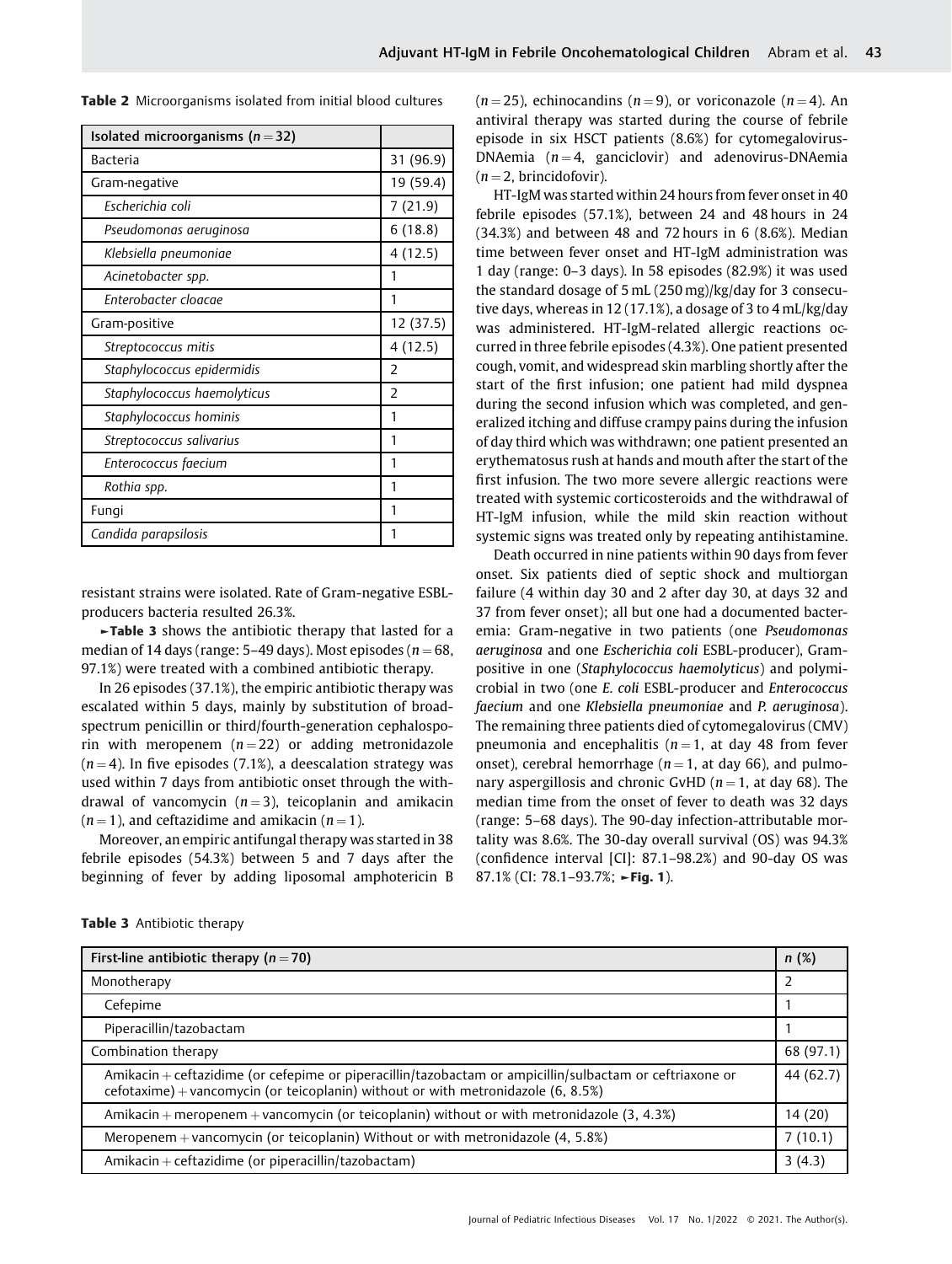**Table 2** Microorganisms isolated from initial blood cultures

| Isolated microorganisms ($n = 32$) | |
|---|---|
| Bacteria | 31 (96.9) |
| Gram-negative | 19 (59.4) |
| *Escherichia coli* | 7 (21.9) |
| *Pseudomonas aeruginosa* | 6 (18.8) |
| *Klebsiella pneumoniae* | 4 (12.5) |
| *Acinetobacter spp.* | 1 |
| *Enterobacter cloacae* | 1 |
| Gram-positive | 12 (37.5) |
| *Streptococcus mitis* | 4 (12.5) |
| *Staphylococcus epidermidis* | 2 |
| *Staphylococcus haemolyticus* | 2 |
| *Staphylococcus hominis* | 1 |
| *Streptococcus salivarius* | 1 |
| *Enterococcus faecium* | 1 |
| *Rothia spp.* | 1 |
| Fungi | 1 |
| *Candida parapsilosis* | 1 |

resistant strains were isolated. Rate of Gram-negative ESBL-producers bacteria resulted 26.3%.

►**Table 3** shows the antibiotic therapy that lasted for a median of 14 days (range: 5–49 days). Most episodes ($n = 68$, 97.1%) were treated with a combined antibiotic therapy.

In 26 episodes (37.1%), the empiric antibiotic therapy was escalated within 5 days, mainly by substitution of broad-spectrum penicillin or third/fourth-generation cephalosporin with meropenem ($n = 22$) or adding metronidazole ($n = 4$). In five episodes (7.1%), a deescalation strategy was used within 7 days from antibiotic onset through the withdrawal of vancomycin ($n = 3$), teicoplanin and amikacin ($n = 1$), and ceftazidime and amikacin ($n = 1$).

Moreover, an empiric antifungal therapy was started in 38 febrile episodes (54.3%) between 5 and 7 days after the beginning of fever by adding liposomal amphotericin B ($n = 25$), echinocandins ($n = 9$), or voriconazole ($n = 4$). An antiviral therapy was started during the course of febrile episode in six HSCT patients (8.6%) for cytomegalovirus-DNAemia ($n = 4$, ganciclovir) and adenovirus-DNAemia ($n = 2$, brincidofovir).

HT-IgM was started within 24 hours from fever onset in 40 febrile episodes (57.1%), between 24 and 48 hours in 24 (34.3%) and between 48 and 72 hours in 6 (8.6%). Median time between fever onset and HT-IgM administration was 1 day (range: 0–3 days). In 58 episodes (82.9%) it was used the standard dosage of 5 mL (250 mg)/kg/day for 3 consecutive days, whereas in 12 (17.1%), a dosage of 3 to 4 mL/kg/day was administered. HT-IgM-related allergic reactions occurred in three febrile episodes (4.3%). One patient presented cough, vomit, and widespread skin marbling shortly after the start of the first infusion; one patient had mild dyspnea during the second infusion which was completed, and generalized itching and diffuse crampy pains during the infusion of day third which was withdrawn; one patient presented an erythematosus rush at hands and mouth after the start of the first infusion. The two more severe allergic reactions were treated with systemic corticosteroids and the withdrawal of HT-IgM infusion, while the mild skin reaction without systemic signs was treated only by repeating antihistamine.

Death occurred in nine patients within 90 days from fever onset. Six patients died of septic shock and multiorgan failure (4 within day 30 and 2 after day 30, at days 32 and 37 from fever onset); all but one had a documented bacteremia: Gram-negative in two patients (one *Pseudomonas aeruginosa* and one *Escherichia coli* ESBL-producer), Gram-positive in one (*Staphylococcus haemolyticus*) and polymicrobial in two (one *E. coli* ESBL-producer and *Enterococcus faecium* and one *Klebsiella pneumoniae* and *P. aeruginosa*). The remaining three patients died of cytomegalovirus (CMV) pneumonia and encephalitis ($n = 1$, at day 48 from fever onset), cerebral hemorrhage ($n = 1$, at day 66), and pulmonary aspergillosis and chronic GvHD ($n = 1$, at day 68). The median time from the onset of fever to death was 32 days (range: 5–68 days). The 90-day infection-attributable mortality was 8.6%. The 30-day overall survival (OS) was 94.3% (confidence interval [CI]: 87.1–98.2%) and 90-day OS was 87.1% (CI: 78.1–93.7%; ►**Fig. 1**).

**Table 3** Antibiotic therapy

| First-line antibiotic therapy ($n = 70$) | n (%) |
|---|---|
| Monotherapy | 2 |
| Cefepime | 1 |
| Piperacillin/tazobactam | 1 |
| Combination therapy | 68 (97.1) |
| Amikacin + ceftazidime (or cefepime or piperacillin/tazobactam or ampicillin/sulbactam or ceftriaxone or cefotaxime) + vancomycin (or teicoplanin) without or with metronidazole (6, 8.5%) | 44 (62.7) |
| Amikacin + meropenem + vancomycin (or teicoplanin) without or with metronidazole (3, 4.3%) | 14 (20) |
| Meropenem + vancomycin (or teicoplanin) Without or with metronidazole (4, 5.8%) | 7 (10.1) |
| Amikacin + ceftazidime (or piperacillin/tazobactam) | 3 (4.3) |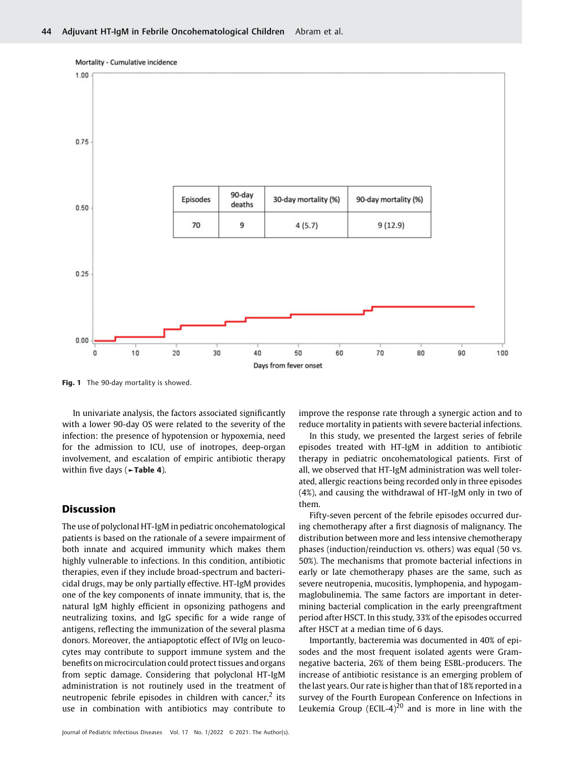Mortality - Cumulative incidence

| Episodes | 90-day deaths | 30-day mortality (%) | 90-day mortality (%) |
|---|---|---|---|
| 70 | 9 | 4 (5.7) | 9 (12.9) |

Days from fever onset

**Fig. 1** The 90-day mortality is showed.

In univariate analysis, the factors associated significantly with a lower 90-day OS were related to the severity of the infection: the presence of hypotension or hypoxemia, need for the admission to ICU, use of inotropes, deep-organ involvement, and escalation of empiric antibiotic therapy within five days (►**Table 4**).

## Discussion

The use of polyclonal HT-IgM in pediatric oncohematological patients is based on the rationale of a severe impairment of both innate and acquired immunity which makes them highly vulnerable to infections. In this condition, antibiotic therapies, even if they include broad-spectrum and bactericidal drugs, may be only partially effective. HT-IgM provides one of the key components of innate immunity, that is, the natural IgM highly efficient in opsonizing pathogens and neutralizing toxins, and IgG specific for a wide range of antigens, reflecting the immunization of the several plasma donors. Moreover, the antiapoptotic effect of IVIg on leucocytes may contribute to support immune system and the benefits on microcirculation could protect tissues and organs from septic damage. Considering that polyclonal HT-IgM administration is not routinely used in the treatment of neutropenic febrile episodes in children with cancer,[2] its use in combination with antibiotics may contribute to improve the response rate through a synergic action and to reduce mortality in patients with severe bacterial infections.

In this study, we presented the largest series of febrile episodes treated with HT-IgM in addition to antibiotic therapy in pediatric oncohematological patients. First of all, we observed that HT-IgM administration was well tolerated, allergic reactions being recorded only in three episodes (4%), and causing the withdrawal of HT-IgM only in two of them.

Fifty-seven percent of the febrile episodes occurred during chemotherapy after a first diagnosis of malignancy. The distribution between more and less intensive chemotherapy phases (induction/reinduction vs. others) was equal (50 vs. 50%). The mechanisms that promote bacterial infections in early or late chemotherapy phases are the same, such as severe neutropenia, mucositis, lymphopenia, and hypogammaglobulinemia. The same factors are important in determining bacterial complication in the early preengraftment period after HSCT. In this study, 33% of the episodes occurred after HSCT at a median time of 6 days.

Importantly, bacteremia was documented in 40% of episodes and the most frequent isolated agents were Gram-negative bacteria, 26% of them being ESBL-producers. The increase of antibiotic resistance is an emerging problem of the last years. Our rate is higher than that of 18% reported in a survey of the Fourth European Conference on Infections in Leukemia Group (ECIL-4)[20] and is more in line with the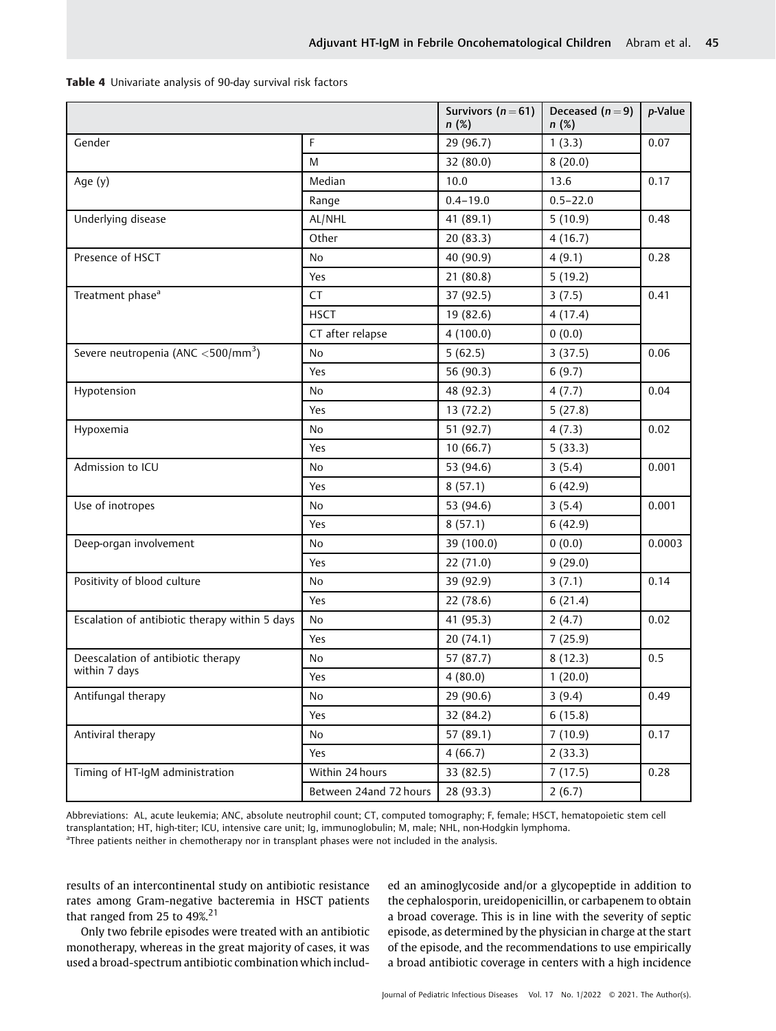**Table 4** Univariate analysis of 90-day survival risk factors

| | | Survivors ($n = 61$) n (%) | Deceased ($n = 9$) n (%) | p-Value |
|---|---|---|---|---|
| Gender | F | 29 (96.7) | 1 (3.3) | 0.07 |
| | M | 32 (80.0) | 8 (20.0) | |
| Age (y) | Median | 10.0 | 13.6 | 0.17 |
| | Range | 0.4–19.0 | 0.5–22.0 | |
| Underlying disease | AL/NHL | 41 (89.1) | 5 (10.9) | 0.48 |
| | Other | 20 (83.3) | 4 (16.7) | |
| Presence of HSCT | No | 40 (90.9) | 4 (9.1) | 0.28 |
| | Yes | 21 (80.8) | 5 (19.2) | |
| Treatment phase[a] | CT | 37 (92.5) | 3 (7.5) | 0.41 |
| | HSCT | 19 (82.6) | 4 (17.4) | |
| | CT after relapse | 4 (100.0) | 0 (0.0) | |
| Severe neutropenia (ANC $<500/mm^3$) | No | 5 (62.5) | 3 (37.5) | 0.06 |
| | Yes | 56 (90.3) | 6 (9.7) | |
| Hypotension | No | 48 (92.3) | 4 (7.7) | 0.04 |
| | Yes | 13 (72.2) | 5 (27.8) | |
| Hypoxemia | No | 51 (92.7) | 4 (7.3) | 0.02 |
| | Yes | 10 (66.7) | 5 (33.3) | |
| Admission to ICU | No | 53 (94.6) | 3 (5.4) | 0.001 |
| | Yes | 8 (57.1) | 6 (42.9) | |
| Use of inotropes | No | 53 (94.6) | 3 (5.4) | 0.001 |
| | Yes | 8 (57.1) | 6 (42.9) | |
| Deep-organ involvement | No | 39 (100.0) | 0 (0.0) | 0.0003 |
| | Yes | 22 (71.0) | 9 (29.0) | |
| Positivity of blood culture | No | 39 (92.9) | 3 (7.1) | 0.14 |
| | Yes | 22 (78.6) | 6 (21.4) | |
| Escalation of antibiotic therapy within 5 days | No | 41 (95.3) | 2 (4.7) | 0.02 |
| | Yes | 20 (74.1) | 7 (25.9) | |
| Deescalation of antibiotic therapy within 7 days | No | 57 (87.7) | 8 (12.3) | 0.5 |
| | Yes | 4 (80.0) | 1 (20.0) | |
| Antifungal therapy | No | 29 (90.6) | 3 (9.4) | 0.49 |
| | Yes | 32 (84.2) | 6 (15.8) | |
| Antiviral therapy | No | 57 (89.1) | 7 (10.9) | 0.17 |
| | Yes | 4 (66.7) | 2 (33.3) | |
| Timing of HT-IgM administration | Within 24 hours | 33 (82.5) | 7 (17.5) | 0.28 |
| | Between 24and 72 hours | 28 (93.3) | 2 (6.7) | |

Abbreviations: AL, acute leukemia; ANC, absolute neutrophil count; CT, computed tomography; F, female; HSCT, hematopoietic stem cell transplantation; HT, high-titer; ICU, intensive care unit; Ig, immunoglobulin; M, male; NHL, non-Hodgkin lymphoma.
[a]Three patients neither in chemotherapy nor in transplant phases were not included in the analysis.

results of an intercontinental study on antibiotic resistance rates among Gram-negative bacteremia in HSCT patients that ranged from 25 to 49%.[21]

Only two febrile episodes were treated with an antibiotic monotherapy, whereas in the great majority of cases, it was used a broad-spectrum antibiotic combination which included an aminoglycoside and/or a glycopeptide in addition to the cephalosporin, ureidopenicillin, or carbapenem to obtain a broad coverage. This is in line with the severity of septic episode, as determined by the physician in charge at the start of the episode, and the recommendations to use empirically a broad antibiotic coverage in centers with a high incidence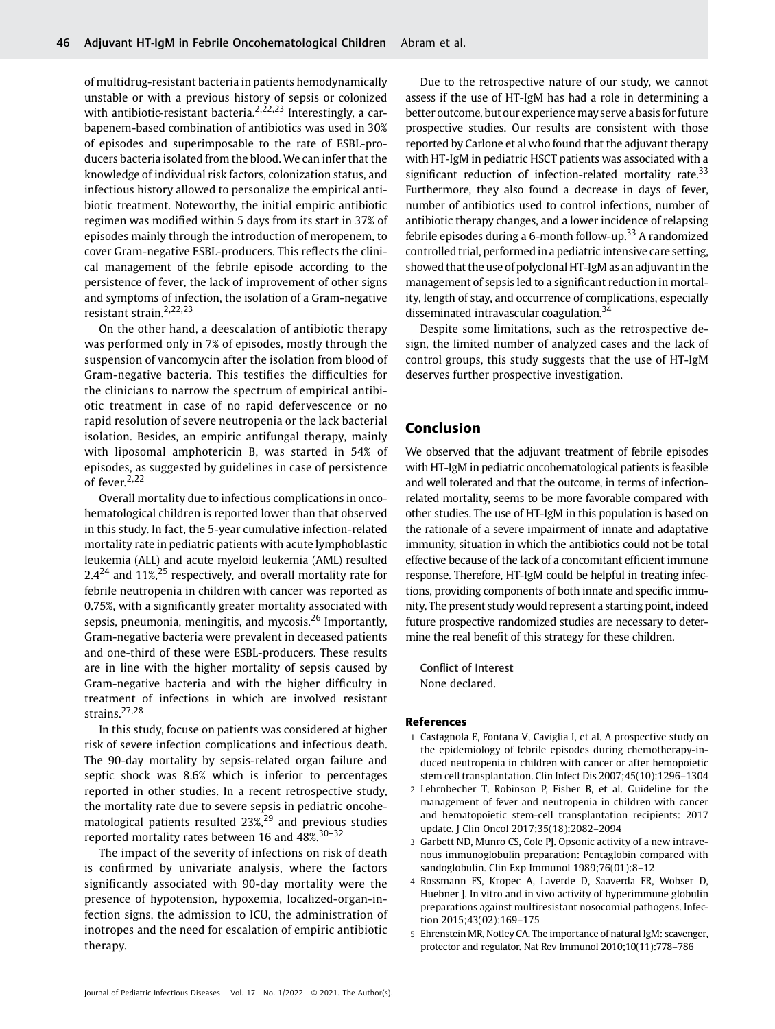of multidrug-resistant bacteria in patients hemodynamically unstable or with a previous history of sepsis or colonized with antibiotic-resistant bacteria.[2,22,23] Interestingly, a carbapenem-based combination of antibiotics was used in 30% of episodes and superimposable to the rate of ESBL-producers bacteria isolated from the blood. We can infer that the knowledge of individual risk factors, colonization status, and infectious history allowed to personalize the empirical antibiotic treatment. Noteworthy, the initial empiric antibiotic regimen was modified within 5 days from its start in 37% of episodes mainly through the introduction of meropenem, to cover Gram-negative ESBL-producers. This reflects the clinical management of the febrile episode according to the persistence of fever, the lack of improvement of other signs and symptoms of infection, the isolation of a Gram-negative resistant strain.[2,22,23]

On the other hand, a deescalation of antibiotic therapy was performed only in 7% of episodes, mostly through the suspension of vancomycin after the isolation from blood of Gram-negative bacteria. This testifies the difficulties for the clinicians to narrow the spectrum of empirical antibiotic treatment in case of no rapid defervescence or no rapid resolution of severe neutropenia or the lack bacterial isolation. Besides, an empiric antifungal therapy, mainly with liposomal amphotericin B, was started in 54% of episodes, as suggested by guidelines in case of persistence of fever.[2,22]

Overall mortality due to infectious complications in oncohematological children is reported lower than that observed in this study. In fact, the 5-year cumulative infection-related mortality rate in pediatric patients with acute lymphoblastic leukemia (ALL) and acute myeloid leukemia (AML) resulted 2.4[24] and 11%,[25] respectively, and overall mortality rate for febrile neutropenia in children with cancer was reported as 0.75%, with a significantly greater mortality associated with sepsis, pneumonia, meningitis, and mycosis.[26] Importantly, Gram-negative bacteria were prevalent in deceased patients and one-third of these were ESBL-producers. These results are in line with the higher mortality of sepsis caused by Gram-negative bacteria and with the higher difficulty in treatment of infections in which are involved resistant strains.[27,28]

In this study, focuse on patients was considered at higher risk of severe infection complications and infectious death. The 90-day mortality by sepsis-related organ failure and septic shock was 8.6% which is inferior to percentages reported in other studies. In a recent retrospective study, the mortality rate due to severe sepsis in pediatric oncohematological patients resulted 23%,[29] and previous studies reported mortality rates between 16 and 48%.[30–32]

The impact of the severity of infections on risk of death is confirmed by univariate analysis, where the factors significantly associated with 90-day mortality were the presence of hypotension, hypoxemia, localized-organ-infection signs, the admission to ICU, the administration of inotropes and the need for escalation of empiric antibiotic therapy.

Due to the retrospective nature of our study, we cannot assess if the use of HT-IgM has had a role in determining a better outcome, but our experience may serve a basis for future prospective studies. Our results are consistent with those reported by Carlone et al who found that the adjuvant therapy with HT-IgM in pediatric HSCT patients was associated with a significant reduction of infection-related mortality rate.[33] Furthermore, they also found a decrease in days of fever, number of antibiotics used to control infections, number of antibiotic therapy changes, and a lower incidence of relapsing febrile episodes during a 6-month follow-up.[33] A randomized controlled trial, performed in a pediatric intensive care setting, showed that the use of polyclonal HT-IgM as an adjuvant in the management of sepsis led to a significant reduction in mortality, length of stay, and occurrence of complications, especially disseminated intravascular coagulation.[34]

Despite some limitations, such as the retrospective design, the limited number of analyzed cases and the lack of control groups, this study suggests that the use of HT-IgM deserves further prospective investigation.

## Conclusion

We observed that the adjuvant treatment of febrile episodes with HT-IgM in pediatric oncohematological patients is feasible and well tolerated and that the outcome, in terms of infection-related mortality, seems to be more favorable compared with other studies. The use of HT-IgM in this population is based on the rationale of a severe impairment of innate and adaptative immunity, situation in which the antibiotics could not be total effective because of the lack of a concomitant efficient immune response. Therefore, HT-IgM could be helpful in treating infections, providing components of both innate and specific immunity. The present study would represent a starting point, indeed future prospective randomized studies are necessary to determine the real benefit of this strategy for these children.

Conflict of Interest
None declared.

## References

1. Castagnola E, Fontana V, Caviglia I, et al. A prospective study on the epidemiology of febrile episodes during chemotherapy-induced neutropenia in children with cancer or after hemopoietic stem cell transplantation. Clin Infect Dis 2007;45(10):1296–1304
2. Lehrnbecher T, Robinson P, Fisher B, et al. Guideline for the management of fever and neutropenia in children with cancer and hematopoietic stem-cell transplantation recipients: 2017 update. J Clin Oncol 2017;35(18):2082–2094
3. Garbett ND, Munro CS, Cole PJ. Opsonic activity of a new intravenous immunoglobulin preparation: Pentaglobin compared with sandoglobulin. Clin Exp Immunol 1989;76(01):8–12
4. Rossmann FS, Kropec A, Laverde D, Saaverda FR, Wobser D, Huebner J. In vitro and in vivo activity of hyperimmune globulin preparations against multiresistant nosocomial pathogens. Infection 2015;43(02):169–175
5. Ehrenstein MR, Notley CA. The importance of natural IgM: scavenger, protector and regulator. Nat Rev Immunol 2010;10(11):778–786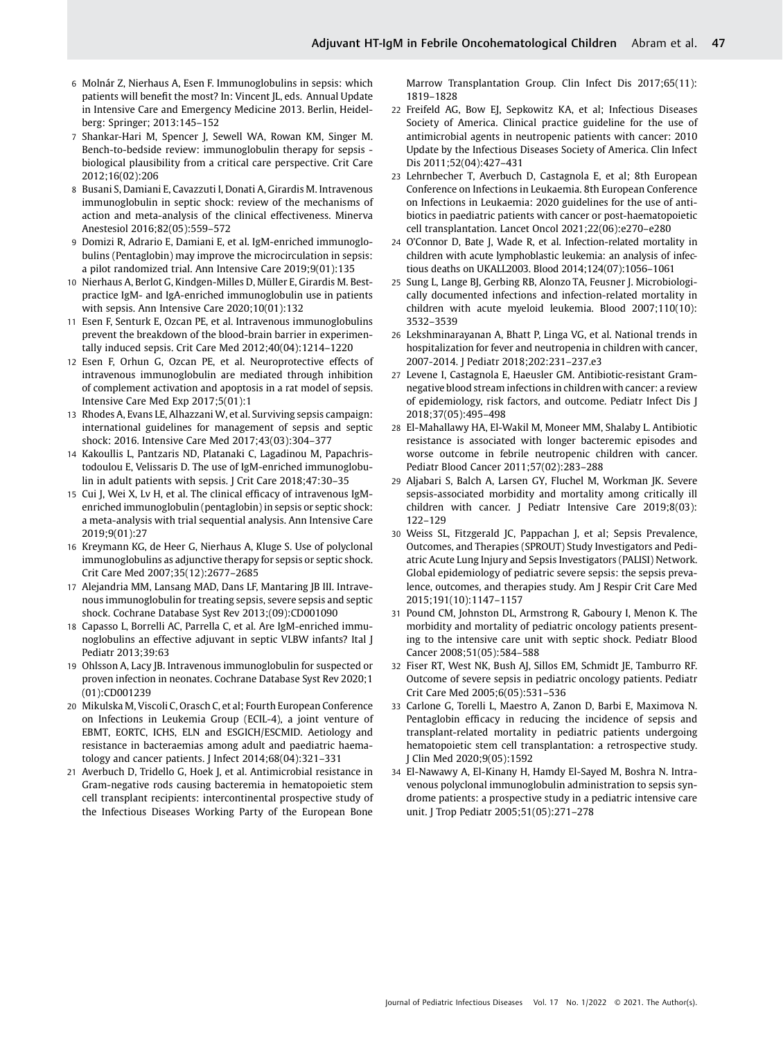6 Molnár Z, Nierhaus A, Esen F. Immunoglobulins in sepsis: which patients will benefit the most? In: Vincent JL, eds. Annual Update in Intensive Care and Emergency Medicine 2013. Berlin, Heidelberg: Springer; 2013:145–152

7 Shankar-Hari M, Spencer J, Sewell WA, Rowan KM, Singer M. Bench-to-bedside review: immunoglobulin therapy for sepsis - biological plausibility from a critical care perspective. Crit Care 2012;16(02):206

8 Busani S, Damiani E, Cavazzuti I, Donati A, Girardis M. Intravenous immunoglobulin in septic shock: review of the mechanisms of action and meta-analysis of the clinical effectiveness. Minerva Anestesiol 2016;82(05):559–572

9 Domizi R, Adrario E, Damiani E, et al. IgM-enriched immunoglobulins (Pentaglobin) may improve the microcirculation in sepsis: a pilot randomized trial. Ann Intensive Care 2019;9(01):135

10 Nierhaus A, Berlot G, Kindgen-Milles D, Müller E, Girardis M. Best-practice IgM- and IgA-enriched immunoglobulin use in patients with sepsis. Ann Intensive Care 2020;10(01):132

11 Esen F, Senturk E, Ozcan PE, et al. Intravenous immunoglobulins prevent the breakdown of the blood-brain barrier in experimentally induced sepsis. Crit Care Med 2012;40(04):1214–1220

12 Esen F, Orhun G, Ozcan PE, et al. Neuroprotective effects of intravenous immunoglobulin are mediated through inhibition of complement activation and apoptosis in a rat model of sepsis. Intensive Care Med Exp 2017;5(01):1

13 Rhodes A, Evans LE, Alhazzani W, et al. Surviving sepsis campaign: international guidelines for management of sepsis and septic shock: 2016. Intensive Care Med 2017;43(03):304–377

14 Kakoullis L, Pantzaris ND, Platanaki C, Lagadinou M, Papachristodoulou E, Velissaris D. The use of IgM-enriched immunoglobulin in adult patients with sepsis. J Crit Care 2018;47:30–35

15 Cui J, Wei X, Lv H, et al. The clinical efficacy of intravenous IgM-enriched immunoglobulin (pentaglobin) in sepsis or septic shock: a meta-analysis with trial sequential analysis. Ann Intensive Care 2019;9(01):27

16 Kreymann KG, de Heer G, Nierhaus A, Kluge S. Use of polyclonal immunoglobulins as adjunctive therapy for sepsis or septic shock. Crit Care Med 2007;35(12):2677–2685

17 Alejandria MM, Lansang MAD, Dans LF, Mantaring JB III. Intravenous immunoglobulin for treating sepsis, severe sepsis and septic shock. Cochrane Database Syst Rev 2013;(09):CD001090

18 Capasso L, Borrelli AC, Parrella C, et al. Are IgM-enriched immunoglobulins an effective adjuvant in septic VLBW infants? Ital J Pediatr 2013;39:63

19 Ohlsson A, Lacy JB. Intravenous immunoglobulin for suspected or proven infection in neonates. Cochrane Database Syst Rev 2020;1(01):CD001239

20 Mikulska M, Viscoli C, Orasch C, et al; Fourth European Conference on Infections in Leukemia Group (ECIL-4), a joint venture of EBMT, EORTC, ICHS, ELN and ESGICH/ESCMID. Aetiology and resistance in bacteraemias among adult and paediatric haematology and cancer patients. J Infect 2014;68(04):321–331

21 Averbuch D, Tridello G, Hoek J, et al. Antimicrobial resistance in Gram-negative rods causing bacteremia in hematopoietic stem cell transplant recipients: intercontinental prospective study of the Infectious Diseases Working Party of the European Bone Marrow Transplantation Group. Clin Infect Dis 2017;65(11):1819–1828

22 Freifeld AG, Bow EJ, Sepkowitz KA, et al; Infectious Diseases Society of America. Clinical practice guideline for the use of antimicrobial agents in neutropenic patients with cancer: 2010 Update by the Infectious Diseases Society of America. Clin Infect Dis 2011;52(04):427–431

23 Lehrnbecher T, Averbuch D, Castagnola E, et al; 8th European Conference on Infections in Leukaemia. 8th European Conference on Infections in Leukaemia: 2020 guidelines for the use of antibiotics in paediatric patients with cancer or post-haematopoietic cell transplantation. Lancet Oncol 2021;22(06):e270–e280

24 O'Connor D, Bate J, Wade R, et al. Infection-related mortality in children with acute lymphoblastic leukemia: an analysis of infectious deaths on UKALL2003. Blood 2014;124(07):1056–1061

25 Sung L, Lange BJ, Gerbing RB, Alonzo TA, Feusner J. Microbiologically documented infections and infection-related mortality in children with acute myeloid leukemia. Blood 2007;110(10):3532–3539

26 Lekshminarayanan A, Bhatt P, Linga VG, et al. National trends in hospitalization for fever and neutropenia in children with cancer, 2007-2014. J Pediatr 2018;202:231–237.e3

27 Levene I, Castagnola E, Haeusler GM. Antibiotic-resistant Gram-negative blood stream infections in children with cancer: a review of epidemiology, risk factors, and outcome. Pediatr Infect Dis J 2018;37(05):495–498

28 El-Mahallawy HA, El-Wakil M, Moneer MM, Shalaby L. Antibiotic resistance is associated with longer bacteremic episodes and worse outcome in febrile neutropenic children with cancer. Pediatr Blood Cancer 2011;57(02):283–288

29 Aljabari S, Balch A, Larsen GY, Fluchel M, Workman JK. Severe sepsis-associated morbidity and mortality among critically ill children with cancer. J Pediatr Intensive Care 2019;8(03):122–129

30 Weiss SL, Fitzgerald JC, Pappachan J, et al; Sepsis Prevalence, Outcomes, and Therapies (SPROUT) Study Investigators and Pediatric Acute Lung Injury and Sepsis Investigators (PALISI) Network. Global epidemiology of pediatric severe sepsis: the sepsis prevalence, outcomes, and therapies study. Am J Respir Crit Care Med 2015;191(10):1147–1157

31 Pound CM, Johnston DL, Armstrong R, Gaboury I, Menon K. The morbidity and mortality of pediatric oncology patients presenting to the intensive care unit with septic shock. Pediatr Blood Cancer 2008;51(05):584–588

32 Fiser RT, West NK, Bush AJ, Sillos EM, Schmidt JE, Tamburro RF. Outcome of severe sepsis in pediatric oncology patients. Pediatr Crit Care Med 2005;6(05):531–536

33 Carlone G, Torelli L, Maestro A, Zanon D, Barbi E, Maximova N. Pentaglobin efficacy in reducing the incidence of sepsis and transplant-related mortality in pediatric patients undergoing hematopoietic stem cell transplantation: a retrospective study. J Clin Med 2020;9(05):1592

34 El-Nawawy A, El-Kinany H, Hamdy El-Sayed M, Boshra N. Intravenous polyclonal immunoglobulin administration to sepsis syndrome patients: a prospective study in a pediatric intensive care unit. J Trop Pediatr 2005;51(05):271–278